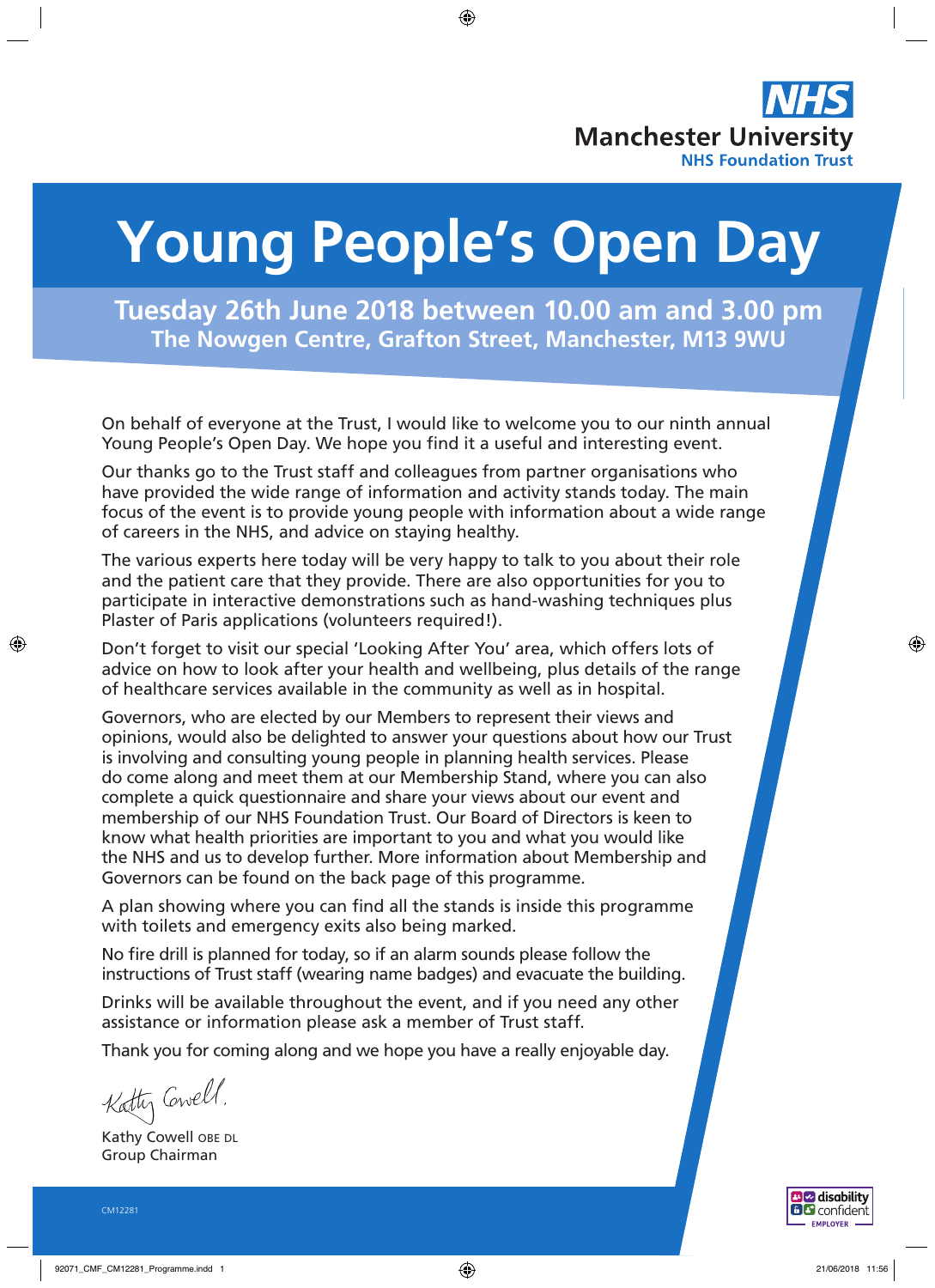**NHS**
**Manchester University**
**NHS Foundation Trust**

# Young People's Open Day

## Tuesday 26th June 2018 between 10.00 am and 3.00 pm
### The Nowgen Centre, Grafton Street, Manchester, M13 9WU

On behalf of everyone at the Trust, I would like to welcome you to our ninth annual Young People's Open Day. We hope you find it a useful and interesting event.

Our thanks go to the Trust staff and colleagues from partner organisations who have provided the wide range of information and activity stands today. The main focus of the event is to provide young people with information about a wide range of careers in the NHS, and advice on staying healthy.

The various experts here today will be very happy to talk to you about their role and the patient care that they provide. There are also opportunities for you to participate in interactive demonstrations such as hand-washing techniques plus Plaster of Paris applications (volunteers required!).

Don't forget to visit our special 'Looking After You' area, which offers lots of advice on how to look after your health and wellbeing, plus details of the range of healthcare services available in the community as well as in hospital.

Governors, who are elected by our Members to represent their views and opinions, would also be delighted to answer your questions about how our Trust is involving and consulting young people in planning health services. Please do come along and meet them at our Membership Stand, where you can also complete a quick questionnaire and share your views about our event and membership of our NHS Foundation Trust. Our Board of Directors is keen to know what health priorities are important to you and what you would like the NHS and us to develop further. More information about Membership and Governors can be found on the back page of this programme.

A plan showing where you can find all the stands is inside this programme with toilets and emergency exits also being marked.

No fire drill is planned for today, so if an alarm sounds please follow the instructions of Trust staff (wearing name badges) and evacuate the building.

Drinks will be available throughout the event, and if you need any other assistance or information please ask a member of Trust staff.

Thank you for coming along and we hope you have a really enjoyable day.

Kathy Cowell

Kathy Cowell OBE DL
Group Chairman

CM12281

disability confident EMPLOYER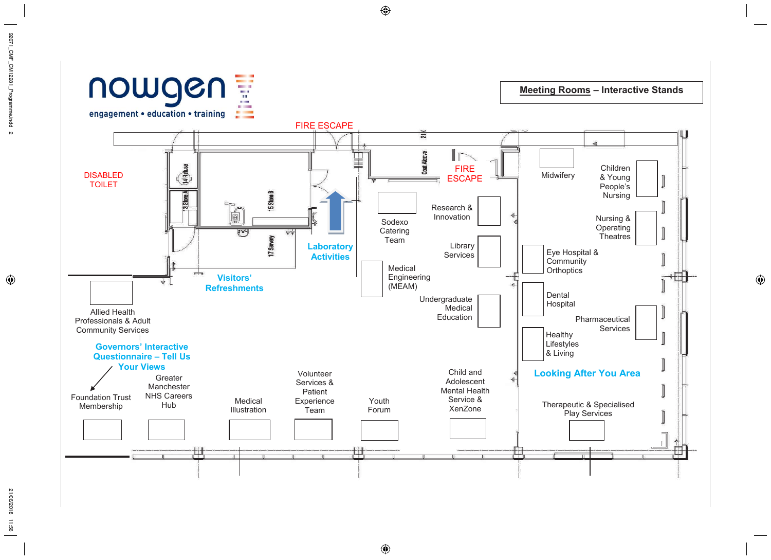nowgen

engagement • education • training

## Meeting Rooms – Interactive Stands

FIRE ESCAPE

DISABLED TOILET

14 Refuse

13 Store A

15 Store B

17 Servery

21 C

Coat Alcove

FIRE ESCAPE

Laboratory Activities

Visitors' Refreshments

Sodexo Catering Team

Research & Innovation

Library Services

Medical Engineering (MEAM)

Undergraduate Medical Education

Midwifery

Children & Young People's Nursing

Nursing & Operating Theatres

Eye Hospital & Community Orthoptics

Dental Hospital

Pharmaceutical Services

Healthy Lifestyles & Living

Looking After You Area

Therapeutic & Specialised Play Services

Allied Health Professionals & Adult Community Services

Governors' Interactive Questionnaire – Tell Us Your Views

Foundation Trust Membership

Greater Manchester NHS Careers Hub

Medical Illustration

Volunteer Services & Patient Experience Team

Youth Forum

Child and Adolescent Mental Health Service & XenZone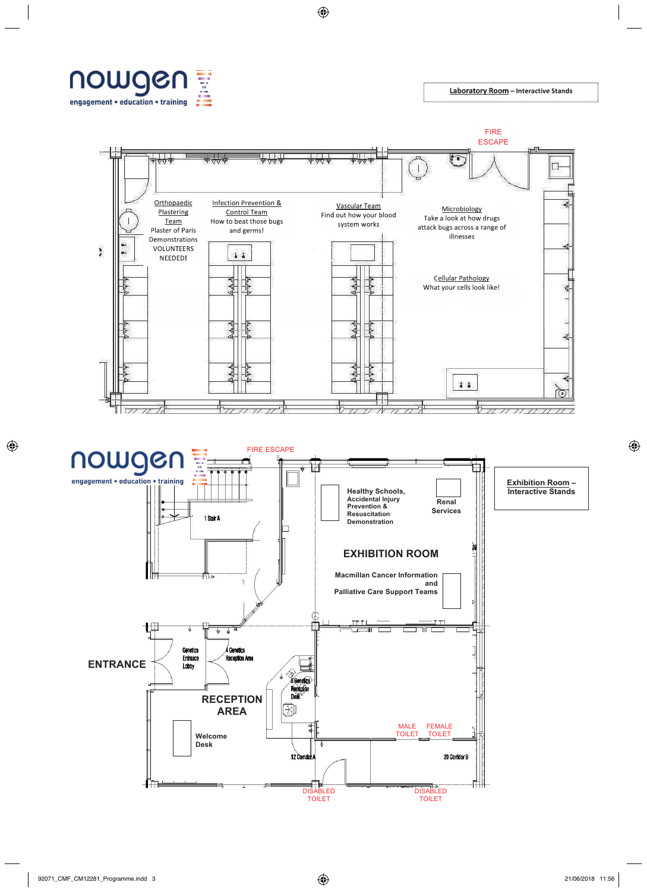nowgen
engagement • education • training

**Laboratory Room** – Interactive Stands

FIRE ESCAPE

Orthopaedic Plastering Team
Plaster of Paris Demonstrations
VOLUNTEERS NEEDED!

Infection Prevention & Control Team
How to beat those bugs and germs!

Vascular Team
Find out how your blood system works

Microbiology
Take a look at how drugs attack bugs across a range of illnesses

Cellular Pathology
What your cells look like!

nowgen
engagement • education • training

**Exhibition Room – Interactive Stands**

FIRE ESCAPE

1 Stair A

Healthy Schools, Accidental Injury Prevention & Resuscitation Demonstration

Renal Services

EXHIBITION ROOM

Macmillan Cancer Information and Palliative Care Support Teams

ENTRANCE

Genetics Entrance Lobby

4 Genetics Reception Area

6 Genetics Reception Desk

RECEPTION AREA

Welcome Desk

MALE TOILET

FEMALE TOILET

12 Corridor A

20 Corridor B

DISABLED TOILET

DISABLED TOILET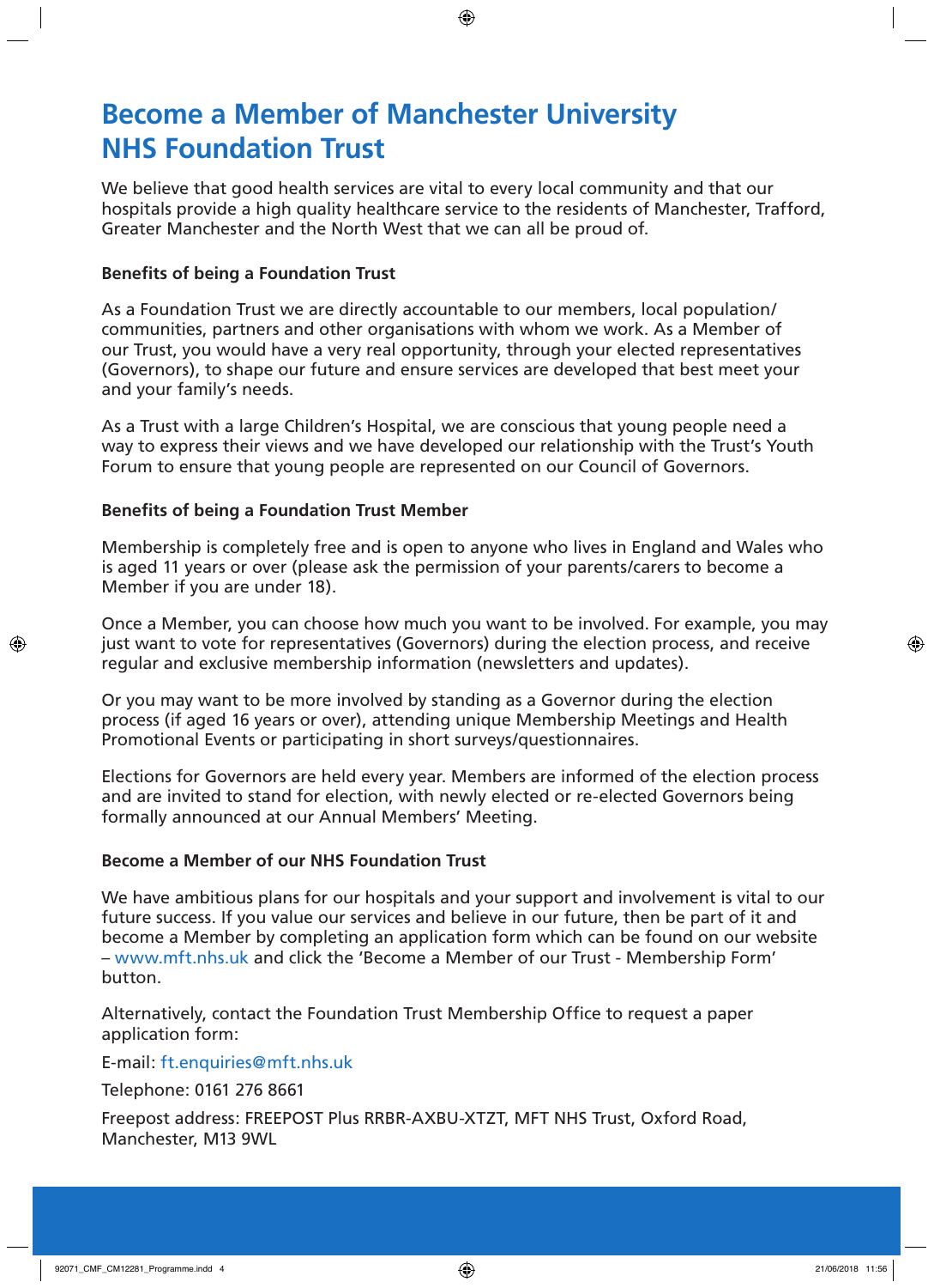# Become a Member of Manchester University NHS Foundation Trust

We believe that good health services are vital to every local community and that our hospitals provide a high quality healthcare service to the residents of Manchester, Trafford, Greater Manchester and the North West that we can all be proud of.

**Benefits of being a Foundation Trust**

As a Foundation Trust we are directly accountable to our members, local population/communities, partners and other organisations with whom we work. As a Member of our Trust, you would have a very real opportunity, through your elected representatives (Governors), to shape our future and ensure services are developed that best meet your and your family's needs.

As a Trust with a large Children's Hospital, we are conscious that young people need a way to express their views and we have developed our relationship with the Trust's Youth Forum to ensure that young people are represented on our Council of Governors.

**Benefits of being a Foundation Trust Member**

Membership is completely free and is open to anyone who lives in England and Wales who is aged 11 years or over (please ask the permission of your parents/carers to become a Member if you are under 18).

Once a Member, you can choose how much you want to be involved. For example, you may just want to vote for representatives (Governors) during the election process, and receive regular and exclusive membership information (newsletters and updates).

Or you may want to be more involved by standing as a Governor during the election process (if aged 16 years or over), attending unique Membership Meetings and Health Promotional Events or participating in short surveys/questionnaires.

Elections for Governors are held every year. Members are informed of the election process and are invited to stand for election, with newly elected or re-elected Governors being formally announced at our Annual Members' Meeting.

**Become a Member of our NHS Foundation Trust**

We have ambitious plans for our hospitals and your support and involvement is vital to our future success. If you value our services and believe in our future, then be part of it and become a Member by completing an application form which can be found on our website – www.mft.nhs.uk and click the 'Become a Member of our Trust - Membership Form' button.

Alternatively, contact the Foundation Trust Membership Office to request a paper application form:

E-mail: ft.enquiries@mft.nhs.uk

Telephone: 0161 276 8661

Freepost address: FREEPOST Plus RRBR-AXBU-XTZT, MFT NHS Trust, Oxford Road, Manchester, M13 9WL